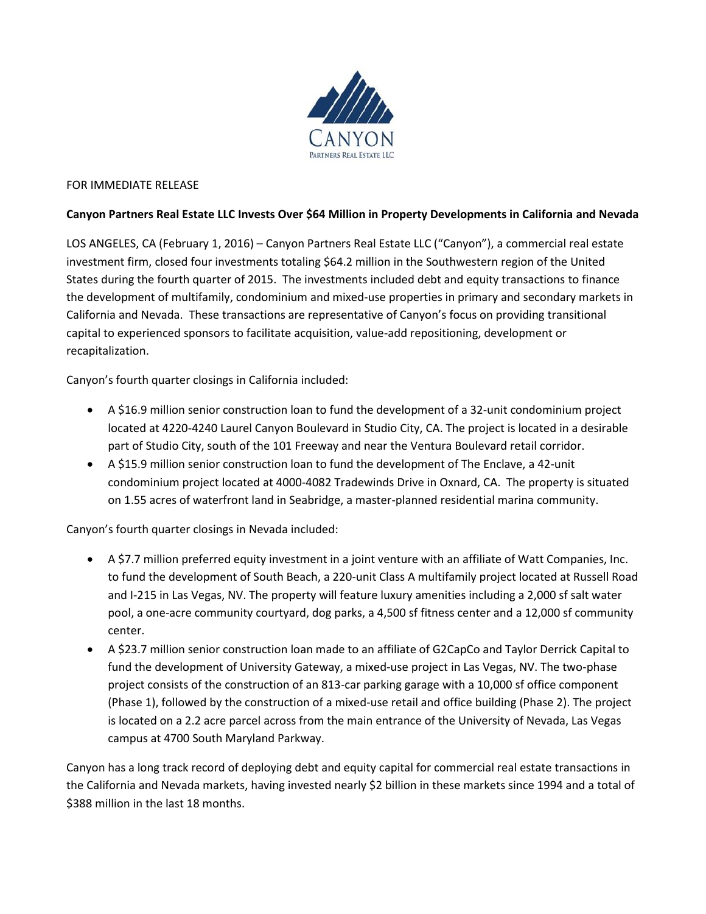CANYON
PARTNERS REAL ESTATE LLC

FOR IMMEDIATE RELEASE

**Canyon Partners Real Estate LLC Invests Over $64 Million in Property Developments in California and Nevada**

LOS ANGELES, CA (February 1, 2016) – Canyon Partners Real Estate LLC ("Canyon"), a commercial real estate investment firm, closed four investments totaling $64.2 million in the Southwestern region of the United States during the fourth quarter of 2015. The investments included debt and equity transactions to finance the development of multifamily, condominium and mixed-use properties in primary and secondary markets in California and Nevada. These transactions are representative of Canyon's focus on providing transitional capital to experienced sponsors to facilitate acquisition, value-add repositioning, development or recapitalization.

Canyon's fourth quarter closings in California included:

- A $16.9 million senior construction loan to fund the development of a 32-unit condominium project located at 4220-4240 Laurel Canyon Boulevard in Studio City, CA. The project is located in a desirable part of Studio City, south of the 101 Freeway and near the Ventura Boulevard retail corridor.
- A $15.9 million senior construction loan to fund the development of The Enclave, a 42-unit condominium project located at 4000-4082 Tradewinds Drive in Oxnard, CA. The property is situated on 1.55 acres of waterfront land in Seabridge, a master-planned residential marina community.

Canyon's fourth quarter closings in Nevada included:

- A $7.7 million preferred equity investment in a joint venture with an affiliate of Watt Companies, Inc. to fund the development of South Beach, a 220-unit Class A multifamily project located at Russell Road and I-215 in Las Vegas, NV. The property will feature luxury amenities including a 2,000 sf salt water pool, a one-acre community courtyard, dog parks, a 4,500 sf fitness center and a 12,000 sf community center.
- A $23.7 million senior construction loan made to an affiliate of G2CapCo and Taylor Derrick Capital to fund the development of University Gateway, a mixed-use project in Las Vegas, NV. The two-phase project consists of the construction of an 813-car parking garage with a 10,000 sf office component (Phase 1), followed by the construction of a mixed-use retail and office building (Phase 2). The project is located on a 2.2 acre parcel across from the main entrance of the University of Nevada, Las Vegas campus at 4700 South Maryland Parkway.

Canyon has a long track record of deploying debt and equity capital for commercial real estate transactions in the California and Nevada markets, having invested nearly $2 billion in these markets since 1994 and a total of $388 million in the last 18 months.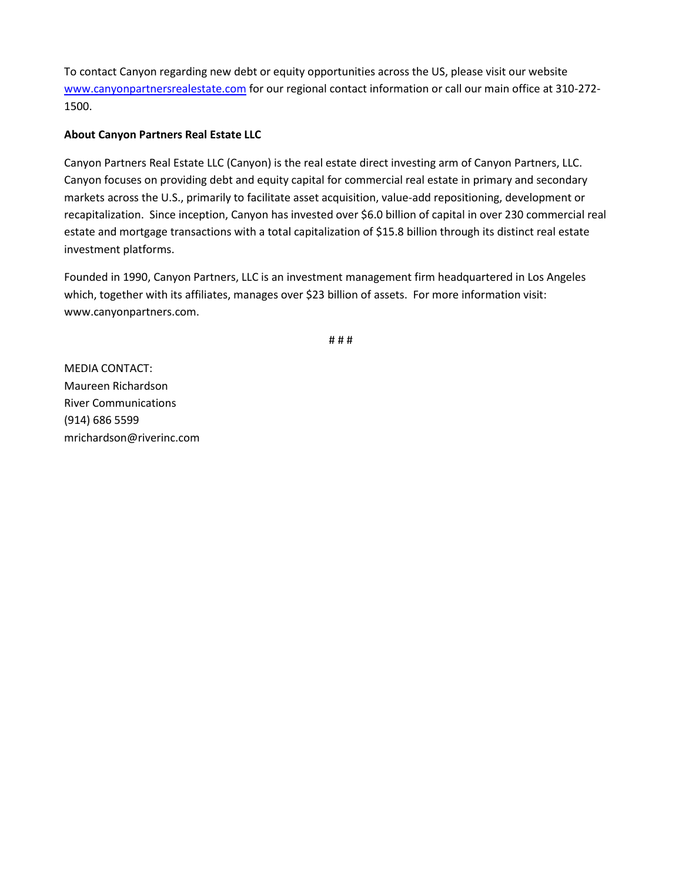To contact Canyon regarding new debt or equity opportunities across the US, please visit our website [www.canyonpartnersrealestate.com](http://www.canyonpartnersrealestate.com) for our regional contact information or call our main office at 310-272-1500.

**About Canyon Partners Real Estate LLC**

Canyon Partners Real Estate LLC (Canyon) is the real estate direct investing arm of Canyon Partners, LLC. Canyon focuses on providing debt and equity capital for commercial real estate in primary and secondary markets across the U.S., primarily to facilitate asset acquisition, value-add repositioning, development or recapitalization. Since inception, Canyon has invested over $6.0 billion of capital in over 230 commercial real estate and mortgage transactions with a total capitalization of $15.8 billion through its distinct real estate investment platforms.

Founded in 1990, Canyon Partners, LLC is an investment management firm headquartered in Los Angeles which, together with its affiliates, manages over $23 billion of assets. For more information visit: www.canyonpartners.com.

# # #

MEDIA CONTACT:
Maureen Richardson
River Communications
(914) 686 5599
mrichardson@riverinc.com